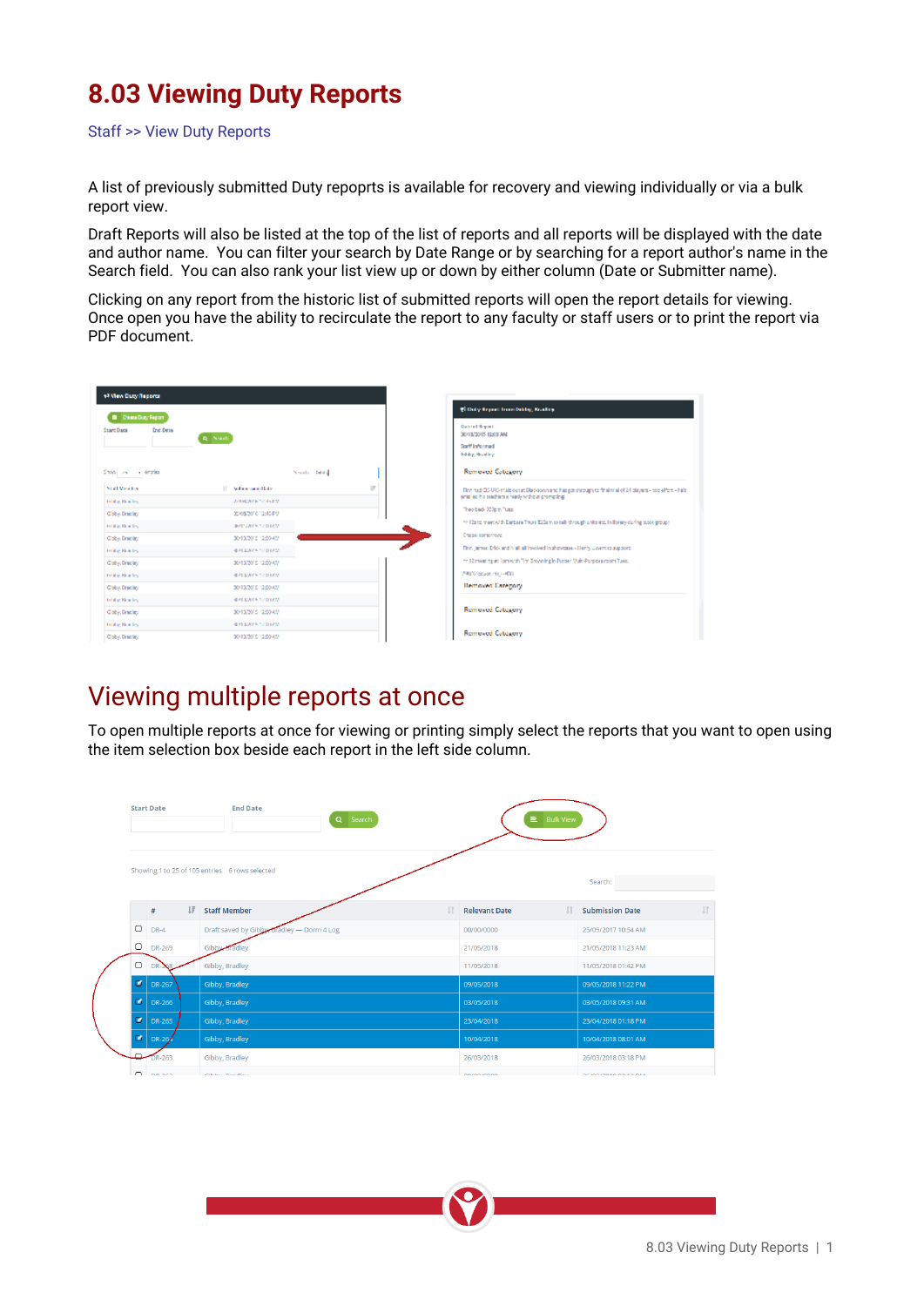# 8.03 Viewing Duty Reports

Staff >> View Duty Reports

A list of previously submitted Duty repoprts is available for recovery and viewing individually or via a bulk report view.

Draft Reports will also be listed at the top of the list of reports and all reports will be displayed with the date and author name. You can filter your search by Date Range or by searching for a report author's name in the Search field. You can also rank your list view up or down by either column (Date or Submitter name).

Clicking on any report from the historic list of submitted reports will open the report details for viewing. Once open you have the ability to recirculate the report to any faculty or staff users or to print the report via PDF document.

## Viewing multiple reports at once

To open multiple reports at once for viewing or printing simply select the reports that you want to open using the item selection box beside each report in the left side column.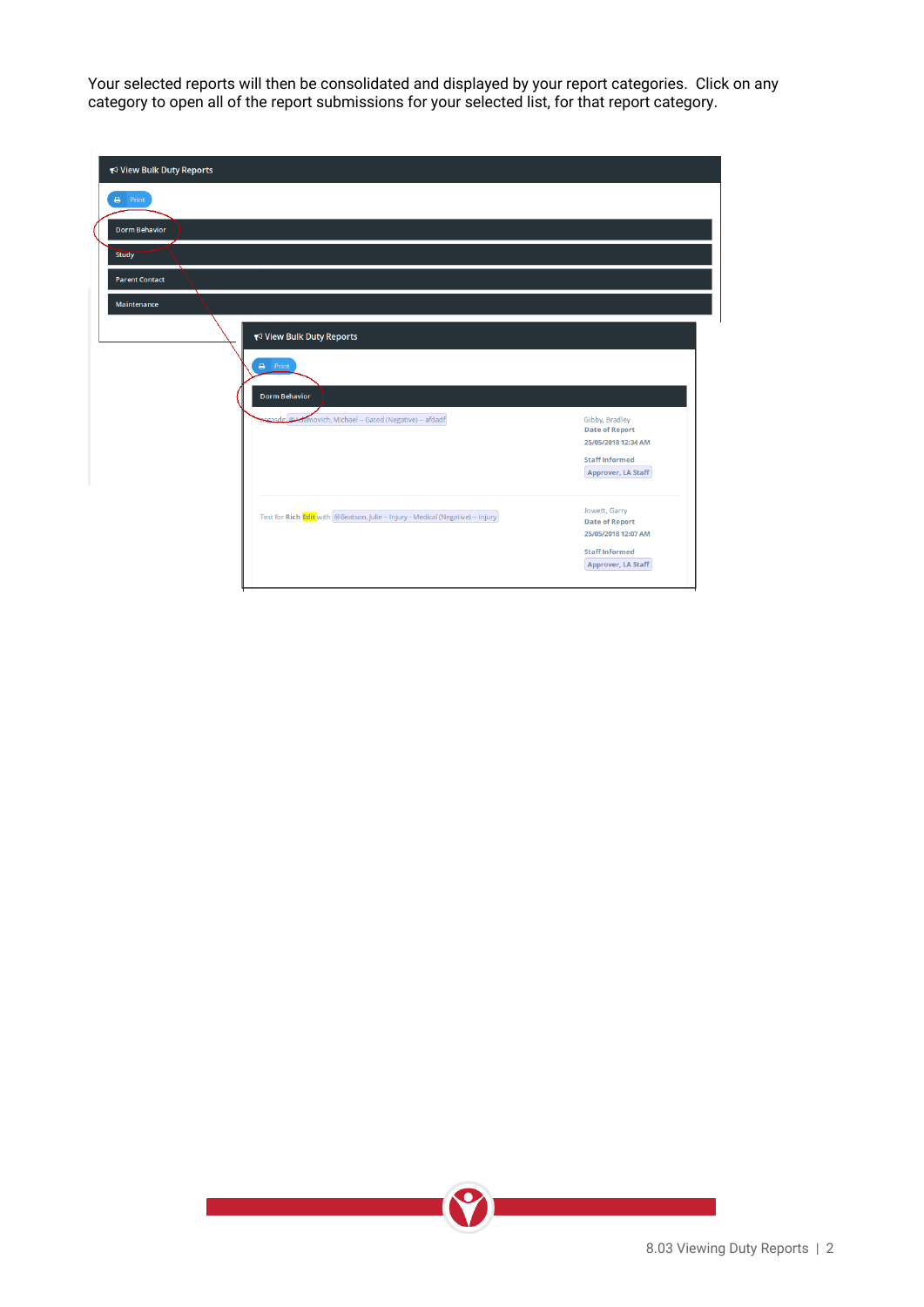Your selected reports will then be consolidated and displayed by your report categories. Click on any category to open all of the report submissions for your selected list, for that report category.